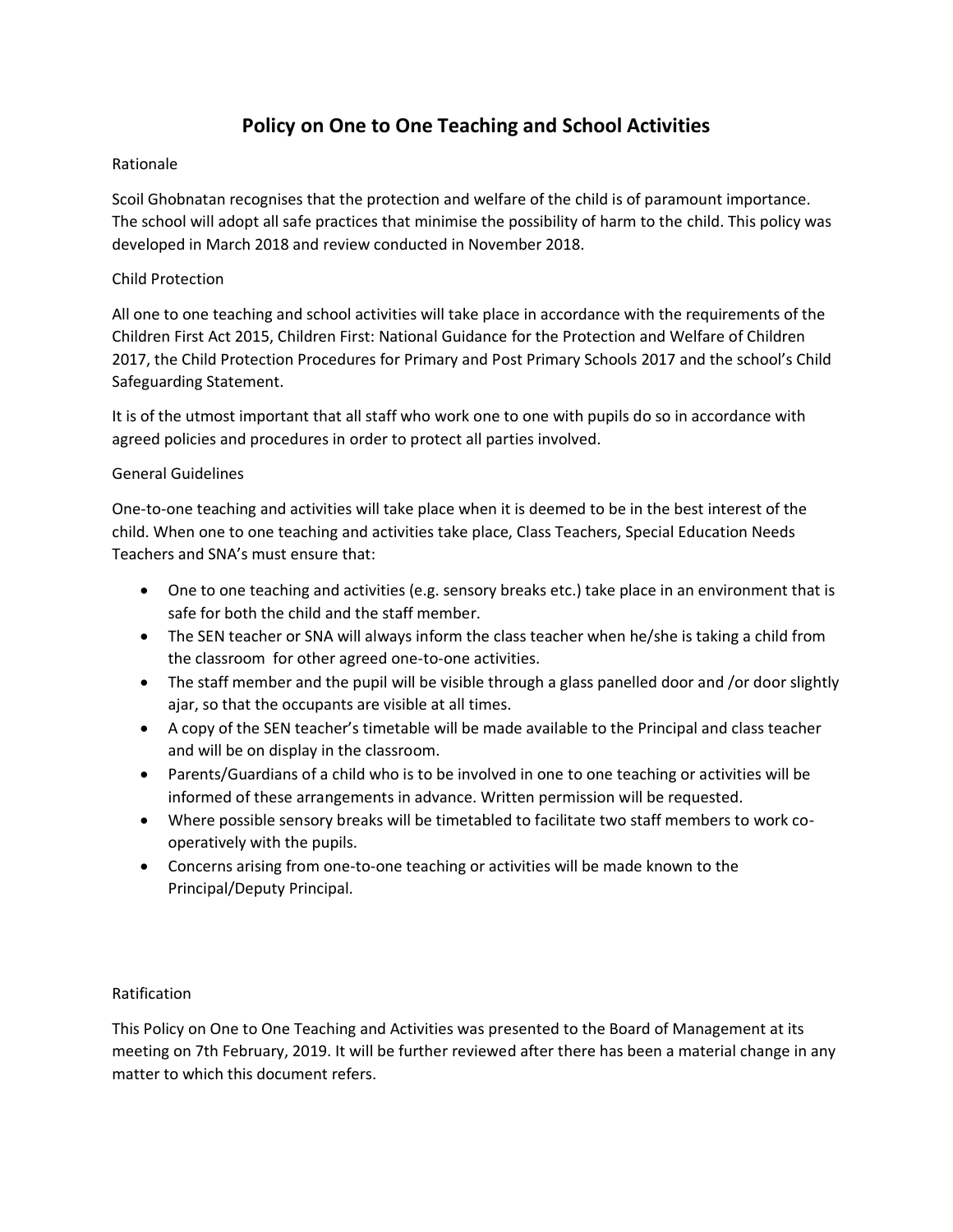# Policy on One to One Teaching and School Activities

## Rationale

Scoil Ghobnatan recognises that the protection and welfare of the child is of paramount importance. The school will adopt all safe practices that minimise the possibility of harm to the child. This policy was developed in March 2018 and review conducted in November 2018.

## Child Protection

All one to one teaching and school activities will take place in accordance with the requirements of the Children First Act 2015, Children First: National Guidance for the Protection and Welfare of Children 2017, the Child Protection Procedures for Primary and Post Primary Schools 2017 and the school's Child Safeguarding Statement.

It is of the utmost important that all staff who work one to one with pupils do so in accordance with agreed policies and procedures in order to protect all parties involved.

## General Guidelines

One-to-one teaching and activities will take place when it is deemed to be in the best interest of the child. When one to one teaching and activities take place, Class Teachers, Special Education Needs Teachers and SNA's must ensure that:

- One to one teaching and activities (e.g. sensory breaks etc.) take place in an environment that is safe for both the child and the staff member.
- The SEN teacher or SNA will always inform the class teacher when he/she is taking a child from the classroom for other agreed one-to-one activities.
- The staff member and the pupil will be visible through a glass panelled door and /or door slightly ajar, so that the occupants are visible at all times.
- A copy of the SEN teacher's timetable will be made available to the Principal and class teacher and will be on display in the classroom.
- Parents/Guardians of a child who is to be involved in one to one teaching or activities will be informed of these arrangements in advance. Written permission will be requested.
- Where possible sensory breaks will be timetabled to facilitate two staff members to work co-operatively with the pupils.
- Concerns arising from one-to-one teaching or activities will be made known to the Principal/Deputy Principal.

## Ratification

This Policy on One to One Teaching and Activities was presented to the Board of Management at its meeting on 7th February, 2019. It will be further reviewed after there has been a material change in any matter to which this document refers.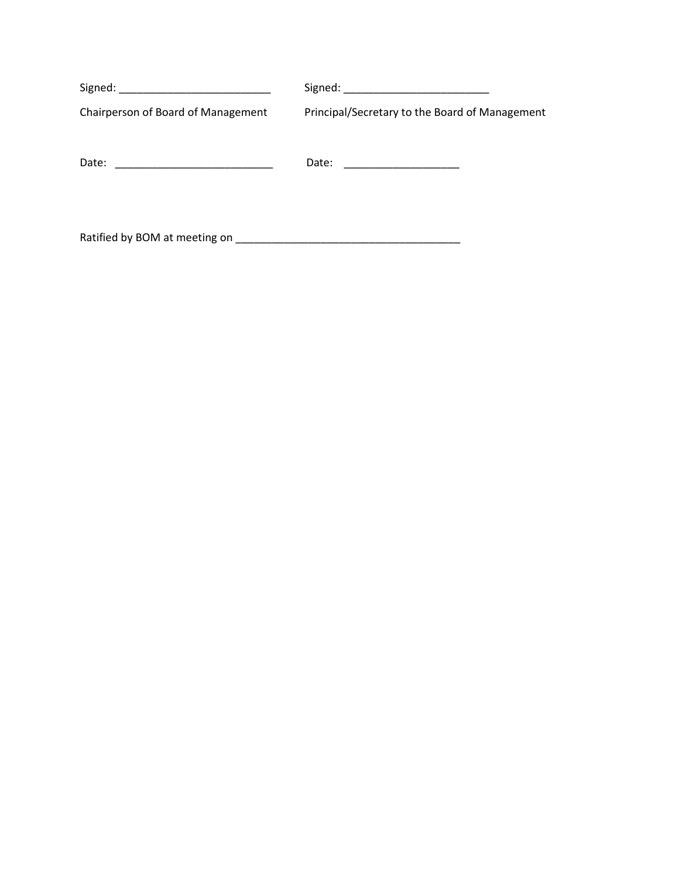Signed: _________________________ Signed: ________________________

Chairperson of Board of Management Principal/Secretary to the Board of Management

Date: __________________________ Date: ___________________

Ratified by BOM at meeting on _____________________________________